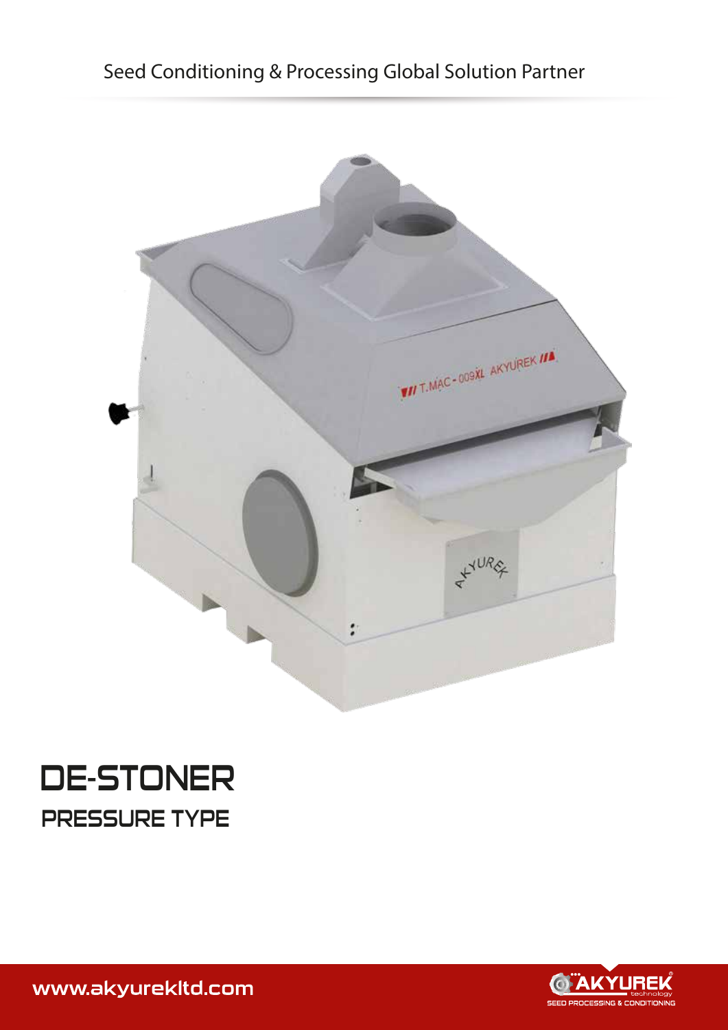Seed Conditioning & Processing Global Solution Partner

# DE-STONER

## PRESSURE TYPE

www.akyurekltd.com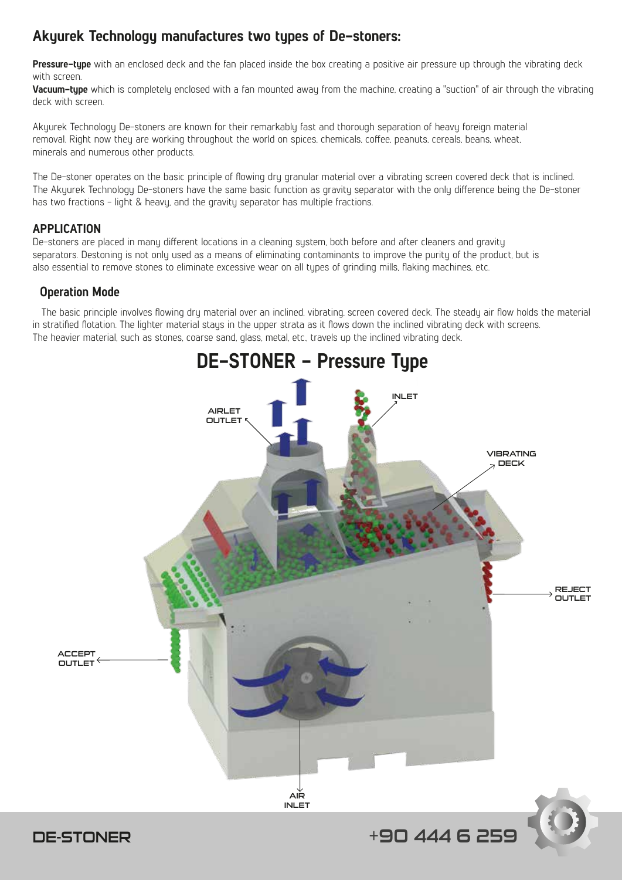## Akyurek Technology manufactures two types of De-stoners:

**Pressure-type** with an enclosed deck and the fan placed inside the box creating a positive air pressure up through the vibrating deck with screen.

**Vacuum-type** which is completely enclosed with a fan mounted away from the machine, creating a "suction" of air through the vibrating deck with screen.

Akyurek Technology De-stoners are known for their remarkably fast and thorough separation of heavy foreign material removal. Right now they are working throughout the world on spices, chemicals, coffee, peanuts, cereals, beans, wheat, minerals and numerous other products.

The De-stoner operates on the basic principle of flowing dry granular material over a vibrating screen covered deck that is inclined. The Akyurek Technology De-stoners have the same basic function as gravity separator with the only difference being the De-stoner has two fractions - light & heavy, and the gravity separator has multiple fractions.

### APPLICATION

De-stoners are placed in many different locations in a cleaning system, both before and after cleaners and gravity separators. Destoning is not only used as a means of eliminating contaminants to improve the purity of the product, but is also essential to remove stones to eliminate excessive wear on all types of grinding mills, flaking machines, etc.

### Operation Mode

The basic principle involves flowing dry material over an inclined, vibrating, screen covered deck. The steady air flow holds the material in stratified flotation. The lighter material stays in the upper strata as it flows down the inclined vibrating deck with screens. The heavier material, such as stones, coarse sand, glass, metal, etc., travels up the inclined vibrating deck.

## DE-STONER - Pressure Type

AIRLET OUTLET

INLET

VIBRATING DECK

REJECT OUTLET

ACCEPT OUTLET

AIR INLET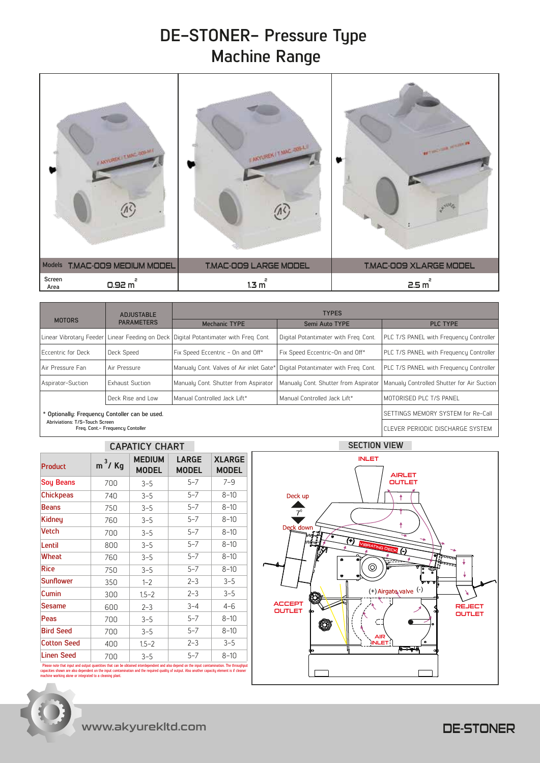# DE-STONER- Pressure Type
# Machine Range

| Models | T.MAC-009 MEDIUM MODEL | T.MAC-009 LARGE MODEL | T.MAC-009 XLARGE MODEL |
|---|---|---|---|
| Screen Area | 0.92 $m^2$ | 1.3 $m^2$ | 2.5 $m^2$ |

| MOTORS | ADJUSTABLE PARAMETERS | TYPES | | |
|---|---|---|---|---|
| | | Mechanic TYPE | Semi Auto TYPE | PLC TYPE |
| Linear Vibrotary Feeder | Linear Feeding on Deck | Digital Potantimater with Freq. Cont. | Digital Potantimater with Freq. Cont. | PLC T/S PANEL with Frequency Controller |
| Eccentric for Deck | Deck Speed | Fix Speed Eccentric - On and Off* | Fix Speed Eccentric-On and Off* | PLC T/S PANEL with Frequency Controller |
| Air Pressure Fan | Air Pressure | Manualy Cont. Valves of Air inlet Gate* | Digital Potantimater with Freq. Cont. | PLC T/S PANEL with Frequency Controller |
| Aspirator-Suction | Exhaust Suction | Manualy Cont. Shutter from Aspirator | Manualy Cont. Shutter from Aspirator | Manualy Controlled Shutter for Air Suction |
| | Deck Rise and Low | Manual Controlled Jack Lift* | Manual Controlled Jack Lift* | MOTORISED PLC T/S PANEL |
| | | | | SETTINGS MEMORY SYSTEM for Re-Call |
| | | | | CLEVER PERIODIC DISCHARGE SYSTEM |

\* Optionally: Frequency Contoller can be used.
Abriviations: T/S-Touch Screen
Freq. Cont.- Frequency Contoller

## CAPACITY CHART

| Product | $m^3$/ Kg | MEDIUM MODEL | LARGE MODEL | XLARGE MODEL |
|---|---|---|---|---|
| Soy Beans | 700 | 3-5 | 5-7 | 7-9 |
| Chickpeas | 740 | 3-5 | 5-7 | 8-10 |
| Beans | 750 | 3-5 | 5-7 | 8-10 |
| Kidney | 760 | 3-5 | 5-7 | 8-10 |
| Vetch | 700 | 3-5 | 5-7 | 8-10 |
| Lentil | 800 | 3-5 | 5-7 | 8-10 |
| Wheat | 760 | 3-5 | 5-7 | 8-10 |
| Rice | 750 | 3-5 | 5-7 | 8-10 |
| Sunflower | 350 | 1-2 | 2-3 | 3-5 |
| Cumin | 300 | 1.5-2 | 2-3 | 3-5 |
| Sesame | 600 | 2-3 | 3-4 | 4-6 |
| Peas | 700 | 3-5 | 5-7 | 8-10 |
| Bird Seed | 700 | 3-5 | 5-7 | 8-10 |
| Cotton Seed | 400 | 1.5-2 | 2-3 | 3-5 |
| Linen Seed | 700 | 3-5 | 5-7 | 8-10 |

Please note that input and output quantities that can be obtained interdependent and also depend on the input contamination. The throughput capacities shown are also dependent on the input contamination and the required quality of output. Also another capacity element is if cleaner machine working alone or integrated to a cleaning plant.

## SECTION VIEW

INLET
AIRLET OUTLET
Deck up
7°
Deck down
(+) VIBRATING DECK (-)
(+) Airgate valve (-)
ACCEPT OUTLET
REJECT OUTLET
AIR INLET

www.akyurekltd.com

DE-STONER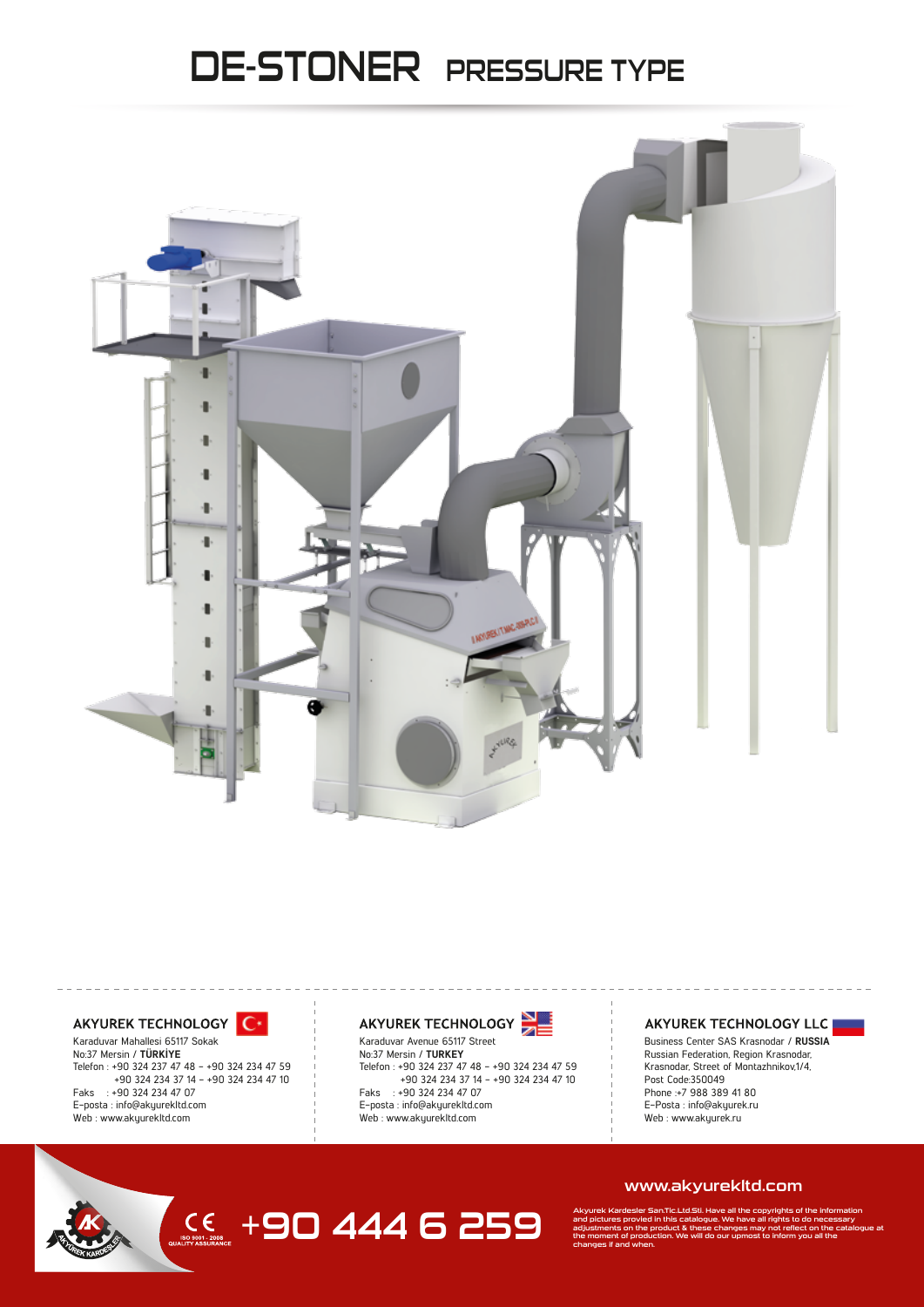# DE-STONER PRESSURE TYPE

### AKYUREK TECHNOLOGY

Karaduvar Mahallesi 65117 Sokak
No:37 Mersin / **TÜRKİYE**
Telefon : +90 324 237 47 48 - +90 324 234 47 59
+90 324 234 37 14 - +90 324 234 47 10
Faks : +90 324 234 47 07
E-posta : info@akyurekltd.com
Web : www.akyurekltd.com

### AKYUREK TECHNOLOGY

Karaduvar Avenue 65117 Street
No:37 Mersin / **TURKEY**
Telefon : +90 324 237 47 48 - +90 324 234 47 59
+90 324 234 37 14 - +90 324 234 47 10
Faks : +90 324 234 47 07
E-posta : info@akyurekltd.com
Web : www.akyurekltd.com

### AKYUREK TECHNOLOGY LLC

Business Center SAS Krasnodar / **RUSSIA**
Russian Federation, Region Krasnodar,
Krasnodar, Street of Montazhnikov,1/4,
Post Code:350049
Phone :+7 988 389 41 80
E-Posta : info@akyurek.ru
Web : www.akyurek.ru

ISO 9001 - 2008 QUALITY ASSURANCE

+90 444 6 259

www.akyurekltd.com

Akyurek Kardesler San.Tic.Ltd.Sti. Have all the copyrights of the information and pictures provied in this catalogue. We have all rights to do necessary adjustments on the product & these changes may not reflect on the catalogue at the moment of production. We will do our upmost to inform you all the changes if and when.